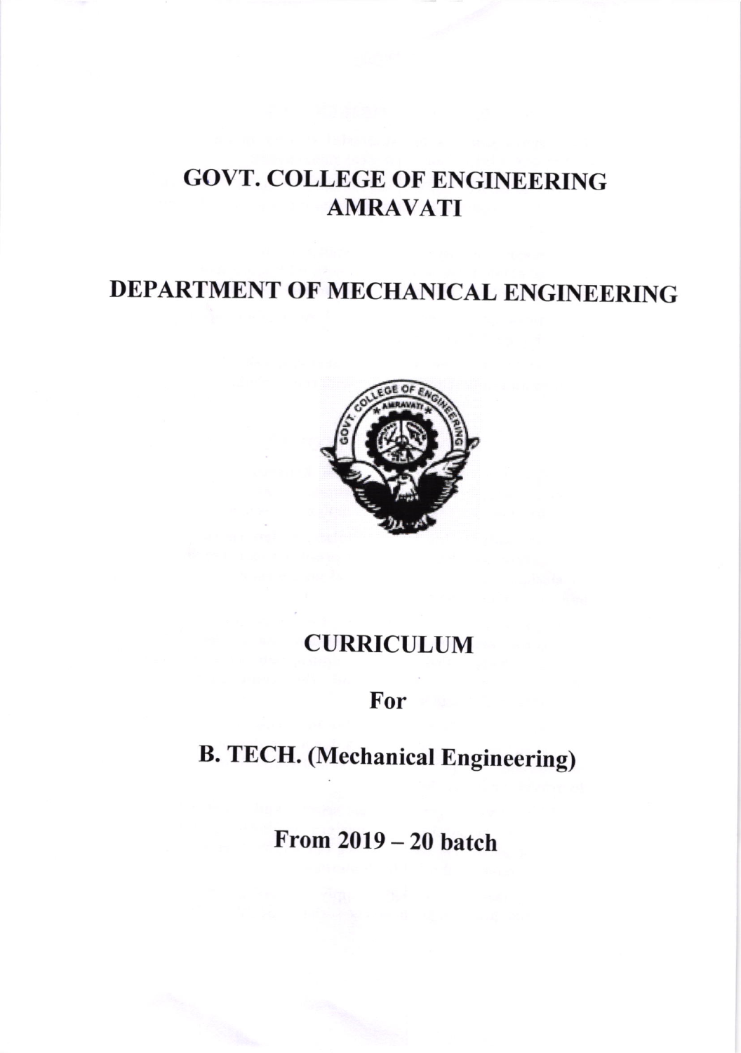# GOVT. COLLEGE OF ENGINEERING AMRAVATI

## DEPARTMENT OF MECHANICAL ENGINEERING

## CURRICULUM

**For**

## B. TECH. (Mechanical Engineering)

**From 2019 – 20 batch**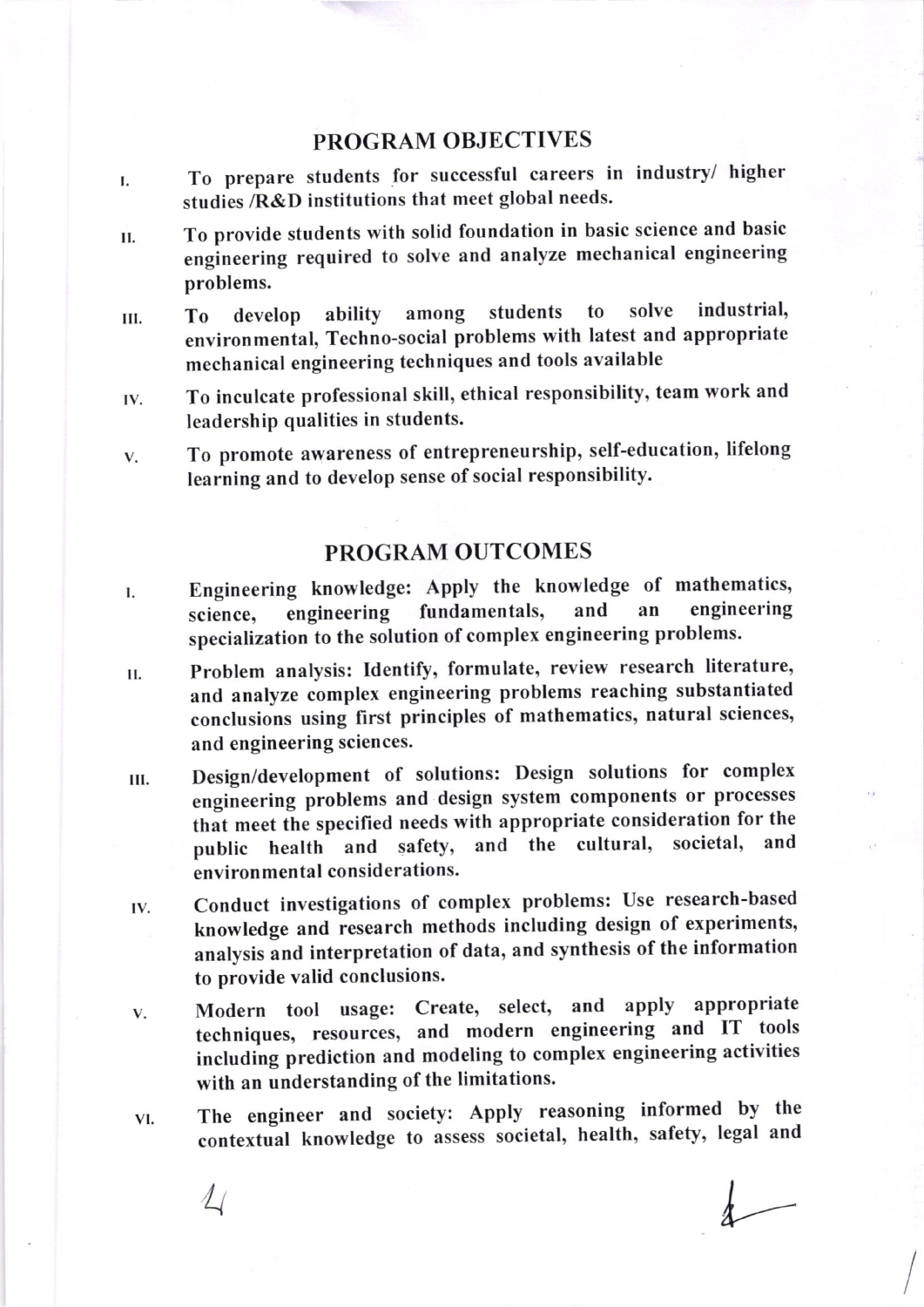## PROGRAM OBJECTIVES

I. To prepare students for successful careers in industry/ higher studies /R&D institutions that meet global needs.

II. To provide students with solid foundation in basic science and basic engineering required to solve and analyze mechanical engineering problems.

III. To develop ability among students to solve industrial, environmental, Techno-social problems with latest and appropriate mechanical engineering techniques and tools available

IV. To inculcate professional skill, ethical responsibility, team work and leadership qualities in students.

V. To promote awareness of entrepreneurship, self-education, lifelong learning and to develop sense of social responsibility.

## PROGRAM OUTCOMES

I. Engineering knowledge: Apply the knowledge of mathematics, science, engineering fundamentals, and an engineering specialization to the solution of complex engineering problems.

II. Problem analysis: Identify, formulate, review research literature, and analyze complex engineering problems reaching substantiated conclusions using first principles of mathematics, natural sciences, and engineering sciences.

III. Design/development of solutions: Design solutions for complex engineering problems and design system components or processes that meet the specified needs with appropriate consideration for the public health and safety, and the cultural, societal, and environmental considerations.

IV. Conduct investigations of complex problems: Use research-based knowledge and research methods including design of experiments, analysis and interpretation of data, and synthesis of the information to provide valid conclusions.

V. Modern tool usage: Create, select, and apply appropriate techniques, resources, and modern engineering and IT tools including prediction and modeling to complex engineering activities with an understanding of the limitations.

VI. The engineer and society: Apply reasoning informed by the contextual knowledge to assess societal, health, safety, legal and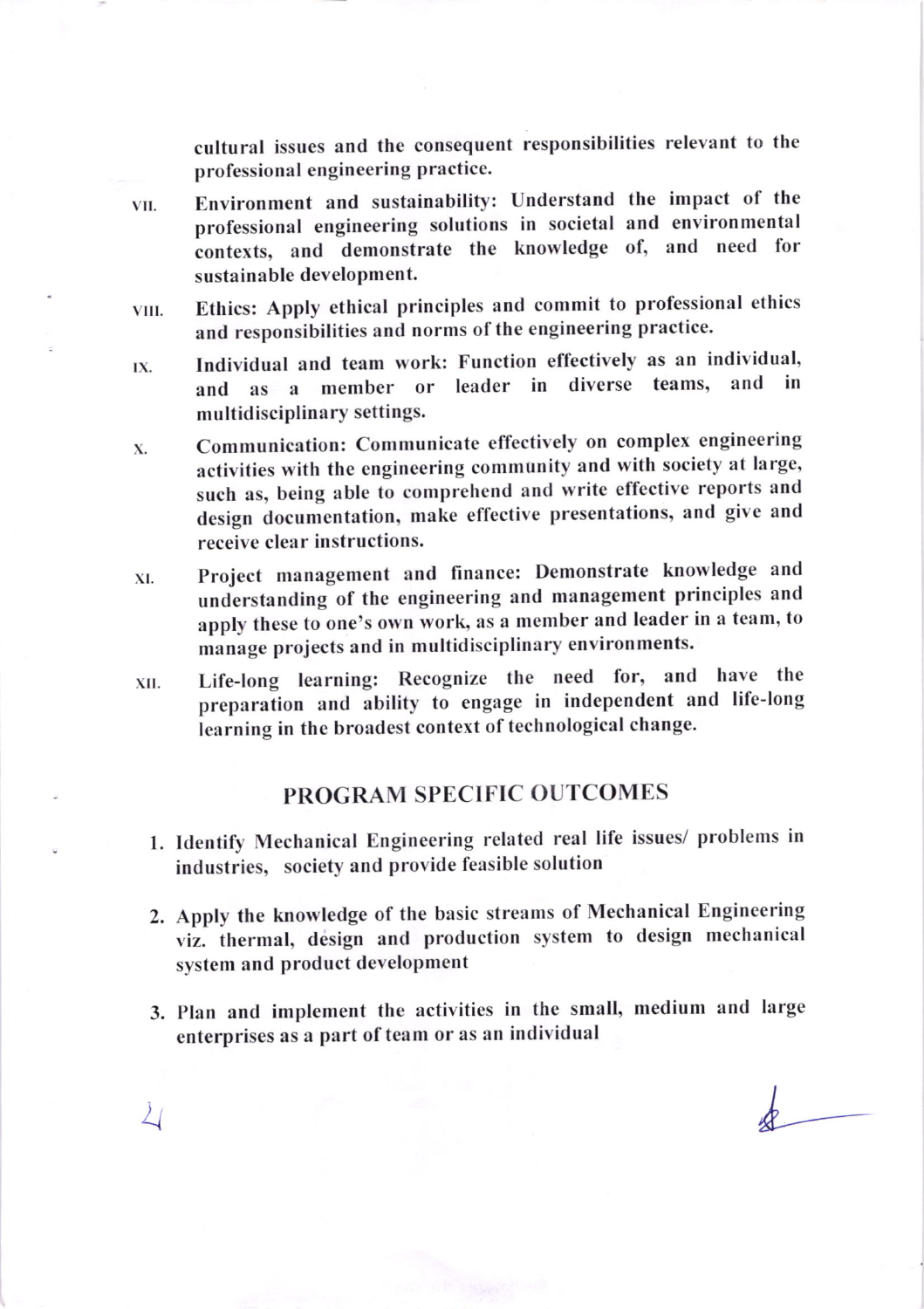cultural issues and the consequent responsibilities relevant to the professional engineering practice.

VII. Environment and sustainability: Understand the impact of the professional engineering solutions in societal and environmental contexts, and demonstrate the knowledge of, and need for sustainable development.

VIII. Ethics: Apply ethical principles and commit to professional ethics and responsibilities and norms of the engineering practice.

IX. Individual and team work: Function effectively as an individual, and as a member or leader in diverse teams, and in multidisciplinary settings.

X. Communication: Communicate effectively on complex engineering activities with the engineering community and with society at large, such as, being able to comprehend and write effective reports and design documentation, make effective presentations, and give and receive clear instructions.

XI. Project management and finance: Demonstrate knowledge and understanding of the engineering and management principles and apply these to one's own work, as a member and leader in a team, to manage projects and in multidisciplinary environments.

XII. Life-long learning: Recognize the need for, and have the preparation and ability to engage in independent and life-long learning in the broadest context of technological change.

## PROGRAM SPECIFIC OUTCOMES

1. Identify Mechanical Engineering related real life issues/ problems in industries, society and provide feasible solution

2. Apply the knowledge of the basic streams of Mechanical Engineering viz. thermal, design and production system to design mechanical system and product development

3. Plan and implement the activities in the small, medium and large enterprises as a part of team or as an individual